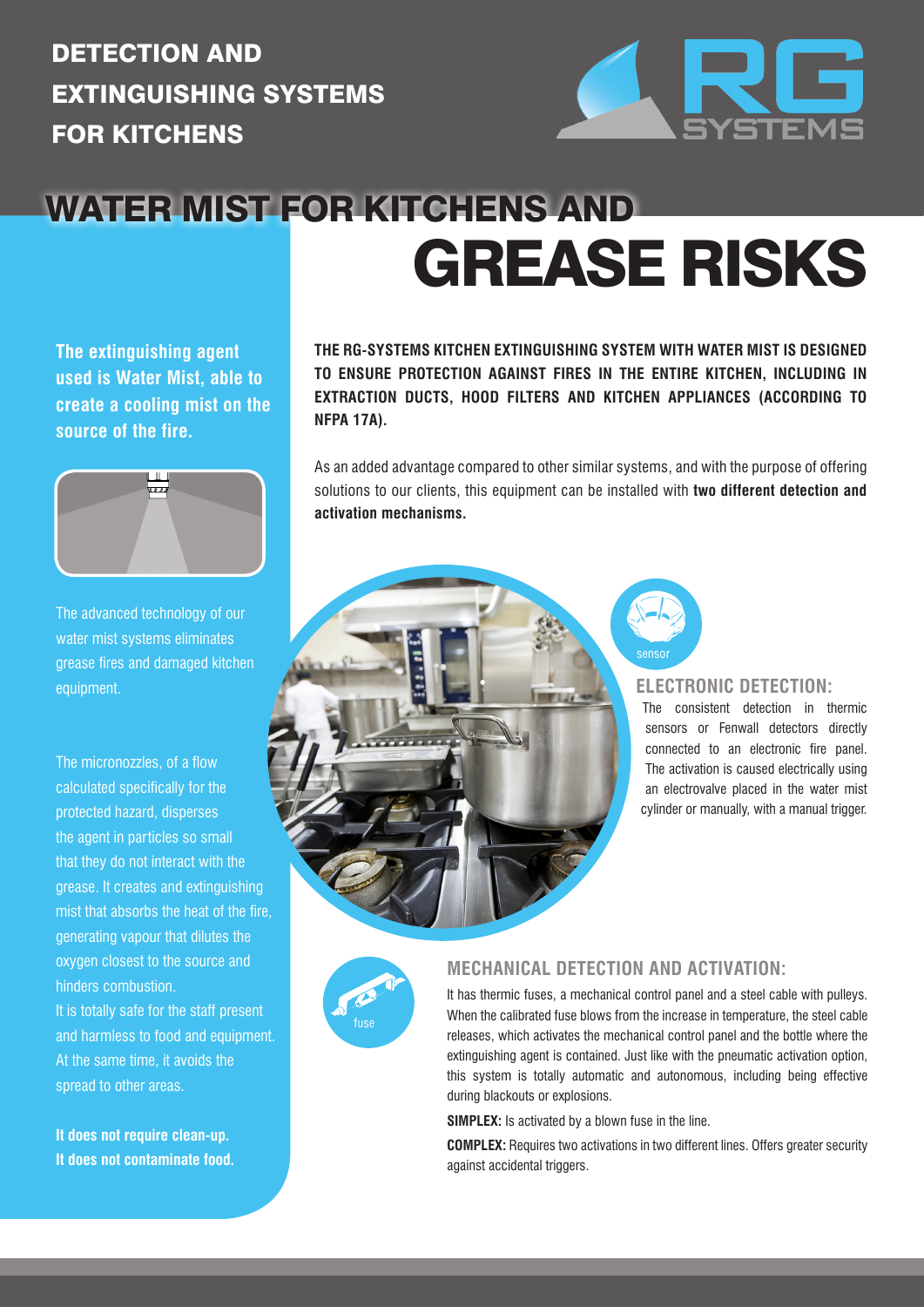# DETECTION AND EXTINGUISHING SYSTEMS FOR KITCHENS

RG SYSTEMS

## WATER MIST FOR KITCHENS AND GREASE RISKS

**The extinguishing agent used is Water Mist, able to create a cooling mist on the source of the fire.**

The advanced technology of our water mist systems eliminates grease fires and damaged kitchen equipment.

The micronozzles, of a flow calculated specifically for the protected hazard, disperses the agent in particles so small that they do not interact with the grease. It creates and extinguishing mist that absorbs the heat of the fire, generating vapour that dilutes the oxygen closest to the source and hinders combustion.

It is totally safe for the staff present and harmless to food and equipment. At the same time, it avoids the spread to other areas.

**It does not require clean-up.**
**It does not contaminate food.**

**THE RG-SYSTEMS KITCHEN EXTINGUISHING SYSTEM WITH WATER MIST IS DESIGNED TO ENSURE PROTECTION AGAINST FIRES IN THE ENTIRE KITCHEN, INCLUDING IN EXTRACTION DUCTS, HOOD FILTERS AND KITCHEN APPLIANCES (ACCORDING TO NFPA 17A).**

As an added advantage compared to other similar systems, and with the purpose of offering solutions to our clients, this equipment can be installed with **two different detection and activation mechanisms.**

sensor

### ELECTRONIC DETECTION:

The consistent detection in thermic sensors or Fenwall detectors directly connected to an electronic fire panel. The activation is caused electrically using an electrovalve placed in the water mist cylinder or manually, with a manual trigger.

fuse

### MECHANICAL DETECTION AND ACTIVATION:

It has thermic fuses, a mechanical control panel and a steel cable with pulleys. When the calibrated fuse blows from the increase in temperature, the steel cable releases, which activates the mechanical control panel and the bottle where the extinguishing agent is contained. Just like with the pneumatic activation option, this system is totally automatic and autonomous, including being effective during blackouts or explosions.

**SIMPLEX:** Is activated by a blown fuse in the line.

**COMPLEX:** Requires two activations in two different lines. Offers greater security against accidental triggers.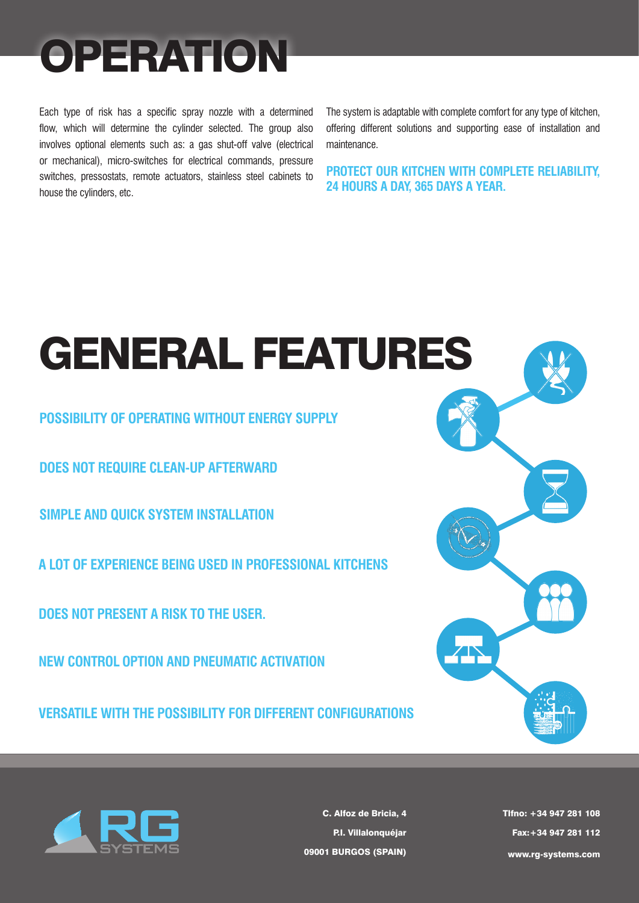# OPERATION

Each type of risk has a specific spray nozzle with a determined flow, which will determine the cylinder selected. The group also involves optional elements such as: a gas shut-off valve (electrical or mechanical), micro-switches for electrical commands, pressure switches, pressostats, remote actuators, stainless steel cabinets to house the cylinders, etc.

The system is adaptable with complete comfort for any type of kitchen, offering different solutions and supporting ease of installation and maintenance.

**PROTECT OUR KITCHEN WITH COMPLETE RELIABILITY, 24 HOURS A DAY, 365 DAYS A YEAR.**

# GENERAL FEATURES

**POSSIBILITY OF OPERATING WITHOUT ENERGY SUPPLY**

**DOES NOT REQUIRE CLEAN-UP AFTERWARD**

**SIMPLE AND QUICK SYSTEM INSTALLATION**

**A LOT OF EXPERIENCE BEING USED IN PROFESSIONAL KITCHENS**

**DOES NOT PRESENT A RISK TO THE USER.**

**NEW CONTROL OPTION AND PNEUMATIC ACTIVATION**

**VERSATILE WITH THE POSSIBILITY FOR DIFFERENT CONFIGURATIONS**

RG SYSTEMS

C. Alfoz de Bricia, 4
P.I. Villalonquéjar
09001 BURGOS (SPAIN)

Tlfno: +34 947 281 108
Fax:+34 947 281 112
www.rg-systems.com